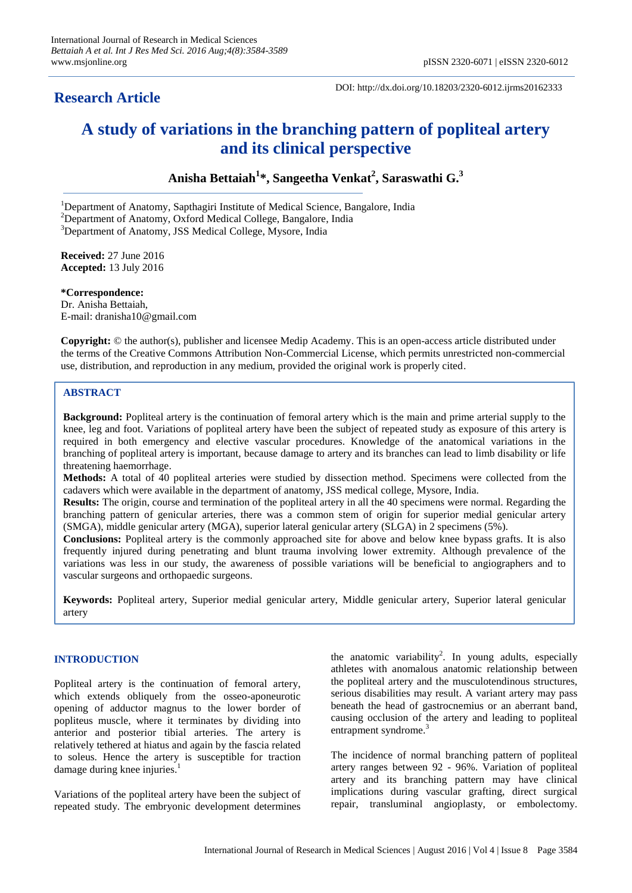International Journal of Research in Medical Sciences
*Bettaiah A et al. Int J Res Med Sci. 2016 Aug;4(8):3584-3589*
www.msjonline.org

pISSN 2320-6071 | eISSN 2320-6012

DOI: http://dx.doi.org/10.18203/2320-6012.ijrms20162333

## Research Article

# A study of variations in the branching pattern of popliteal artery and its clinical perspective

**Anisha Bettaiah[1]\*, Sangeetha Venkat[2], Saraswathi G.[3]**

[1]Department of Anatomy, Sapthagiri Institute of Medical Science, Bangalore, India
[2]Department of Anatomy, Oxford Medical College, Bangalore, India
[3]Department of Anatomy, JSS Medical College, Mysore, India

**Received:** 27 June 2016
**Accepted:** 13 July 2016

**\*Correspondence:**
Dr. Anisha Bettaiah,
E-mail: dranisha10@gmail.com

**Copyright:** © the author(s), publisher and licensee Medip Academy. This is an open-access article distributed under the terms of the Creative Commons Attribution Non-Commercial License, which permits unrestricted non-commercial use, distribution, and reproduction in any medium, provided the original work is properly cited.

## ABSTRACT

**Background:** Popliteal artery is the continuation of femoral artery which is the main and prime arterial supply to the knee, leg and foot. Variations of popliteal artery have been the subject of repeated study as exposure of this artery is required in both emergency and elective vascular procedures. Knowledge of the anatomical variations in the branching of popliteal artery is important, because damage to artery and its branches can lead to limb disability or life threatening haemorrhage.

**Methods:** A total of 40 popliteal arteries were studied by dissection method. Specimens were collected from the cadavers which were available in the department of anatomy, JSS medical college, Mysore, India.

**Results:** The origin, course and termination of the popliteal artery in all the 40 specimens were normal. Regarding the branching pattern of genicular arteries, there was a common stem of origin for superior medial genicular artery (SMGA), middle genicular artery (MGA), superior lateral genicular artery (SLGA) in 2 specimens (5%).

**Conclusions:** Popliteal artery is the commonly approached site for above and below knee bypass grafts. It is also frequently injured during penetrating and blunt trauma involving lower extremity. Although prevalence of the variations was less in our study, the awareness of possible variations will be beneficial to angiographers and to vascular surgeons and orthopaedic surgeons.

**Keywords:** Popliteal artery, Superior medial genicular artery, Middle genicular artery, Superior lateral genicular artery

## INTRODUCTION

Popliteal artery is the continuation of femoral artery, which extends obliquely from the osseo-aponeurotic opening of adductor magnus to the lower border of popliteus muscle, where it terminates by dividing into anterior and posterior tibial arteries. The artery is relatively tethered at hiatus and again by the fascia related to soleus. Hence the artery is susceptible for traction damage during knee injuries.[1]

Variations of the popliteal artery have been the subject of repeated study. The embryonic development determines the anatomic variability[2]. In young adults, especially athletes with anomalous anatomic relationship between the popliteal artery and the musculotendinous structures, serious disabilities may result. A variant artery may pass beneath the head of gastrocnemius or an aberrant band, causing occlusion of the artery and leading to popliteal entrapment syndrome.[3]

The incidence of normal branching pattern of popliteal artery ranges between 92 - 96%. Variation of popliteal artery and its branching pattern may have clinical implications during vascular grafting, direct surgical repair, transluminal angioplasty, or embolectomy.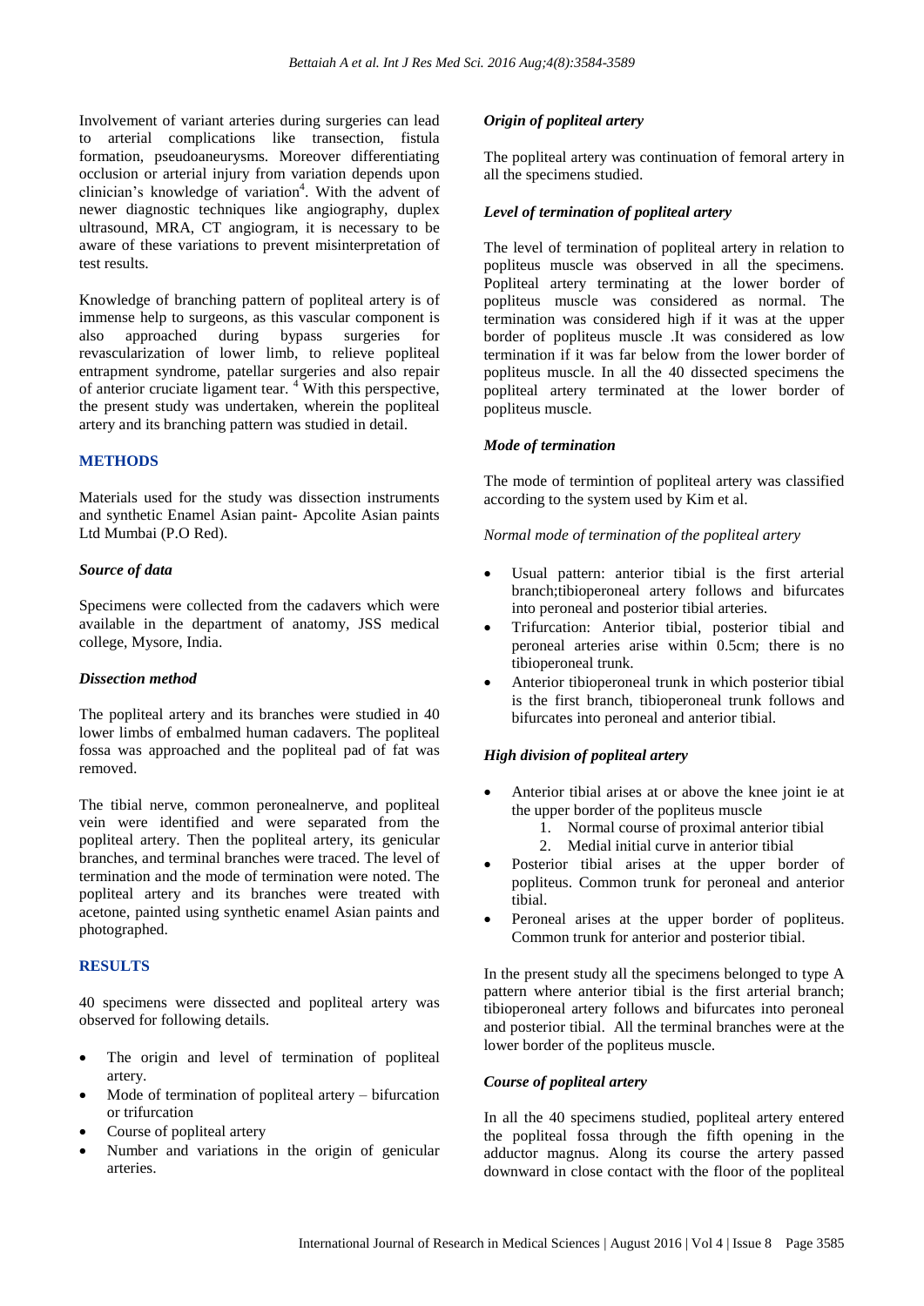Involvement of variant arteries during surgeries can lead to arterial complications like transection, fistula formation, pseudoaneurysms. Moreover differentiating occlusion or arterial injury from variation depends upon clinician's knowledge of variation[4]. With the advent of newer diagnostic techniques like angiography, duplex ultrasound, MRA, CT angiogram, it is necessary to be aware of these variations to prevent misinterpretation of test results.

Knowledge of branching pattern of popliteal artery is of immense help to surgeons, as this vascular component is also approached during bypass surgeries for revascularization of lower limb, to relieve popliteal entrapment syndrome, patellar surgeries and also repair of anterior cruciate ligament tear. [4] With this perspective, the present study was undertaken, wherein the popliteal artery and its branching pattern was studied in detail.

## METHODS

Materials used for the study was dissection instruments and synthetic Enamel Asian paint- Apcolite Asian paints Ltd Mumbai (P.O Red).

### Source of data

Specimens were collected from the cadavers which were available in the department of anatomy, JSS medical college, Mysore, India.

### Dissection method

The popliteal artery and its branches were studied in 40 lower limbs of embalmed human cadavers. The popliteal fossa was approached and the popliteal pad of fat was removed.

The tibial nerve, common peronealnerve, and popliteal vein were identified and were separated from the popliteal artery. Then the popliteal artery, its genicular branches, and terminal branches were traced. The level of termination and the mode of termination were noted. The popliteal artery and its branches were treated with acetone, painted using synthetic enamel Asian paints and photographed.

## RESULTS

40 specimens were dissected and popliteal artery was observed for following details.

- The origin and level of termination of popliteal artery.
- Mode of termination of popliteal artery – bifurcation or trifurcation
- Course of popliteal artery
- Number and variations in the origin of genicular arteries.

### Origin of popliteal artery

The popliteal artery was continuation of femoral artery in all the specimens studied.

### Level of termination of popliteal artery

The level of termination of popliteal artery in relation to popliteus muscle was observed in all the specimens. Popliteal artery terminating at the lower border of popliteus muscle was considered as normal. The termination was considered high if it was at the upper border of popliteus muscle .It was considered as low termination if it was far below from the lower border of popliteus muscle. In all the 40 dissected specimens the popliteal artery terminated at the lower border of popliteus muscle.

### Mode of termination

The mode of termintion of popliteal artery was classified according to the system used by Kim et al.

*Normal mode of termination of the popliteal artery*

- Usual pattern: anterior tibial is the first arterial branch;tibioperoneal artery follows and bifurcates into peroneal and posterior tibial arteries.
- Trifurcation: Anterior tibial, posterior tibial and peroneal arteries arise within 0.5cm; there is no tibioperoneal trunk.
- Anterior tibioperoneal trunk in which posterior tibial is the first branch, tibioperoneal trunk follows and bifurcates into peroneal and anterior tibial.

### High division of popliteal artery

- Anterior tibial arises at or above the knee joint ie at the upper border of the popliteus muscle
  1. Normal course of proximal anterior tibial
  2. Medial initial curve in anterior tibial
- Posterior tibial arises at the upper border of popliteus. Common trunk for peroneal and anterior tibial.
- Peroneal arises at the upper border of popliteus. Common trunk for anterior and posterior tibial.

In the present study all the specimens belonged to type A pattern where anterior tibial is the first arterial branch; tibioperoneal artery follows and bifurcates into peroneal and posterior tibial. All the terminal branches were at the lower border of the popliteus muscle.

### Course of popliteal artery

In all the 40 specimens studied, popliteal artery entered the popliteal fossa through the fifth opening in the adductor magnus. Along its course the artery passed downward in close contact with the floor of the popliteal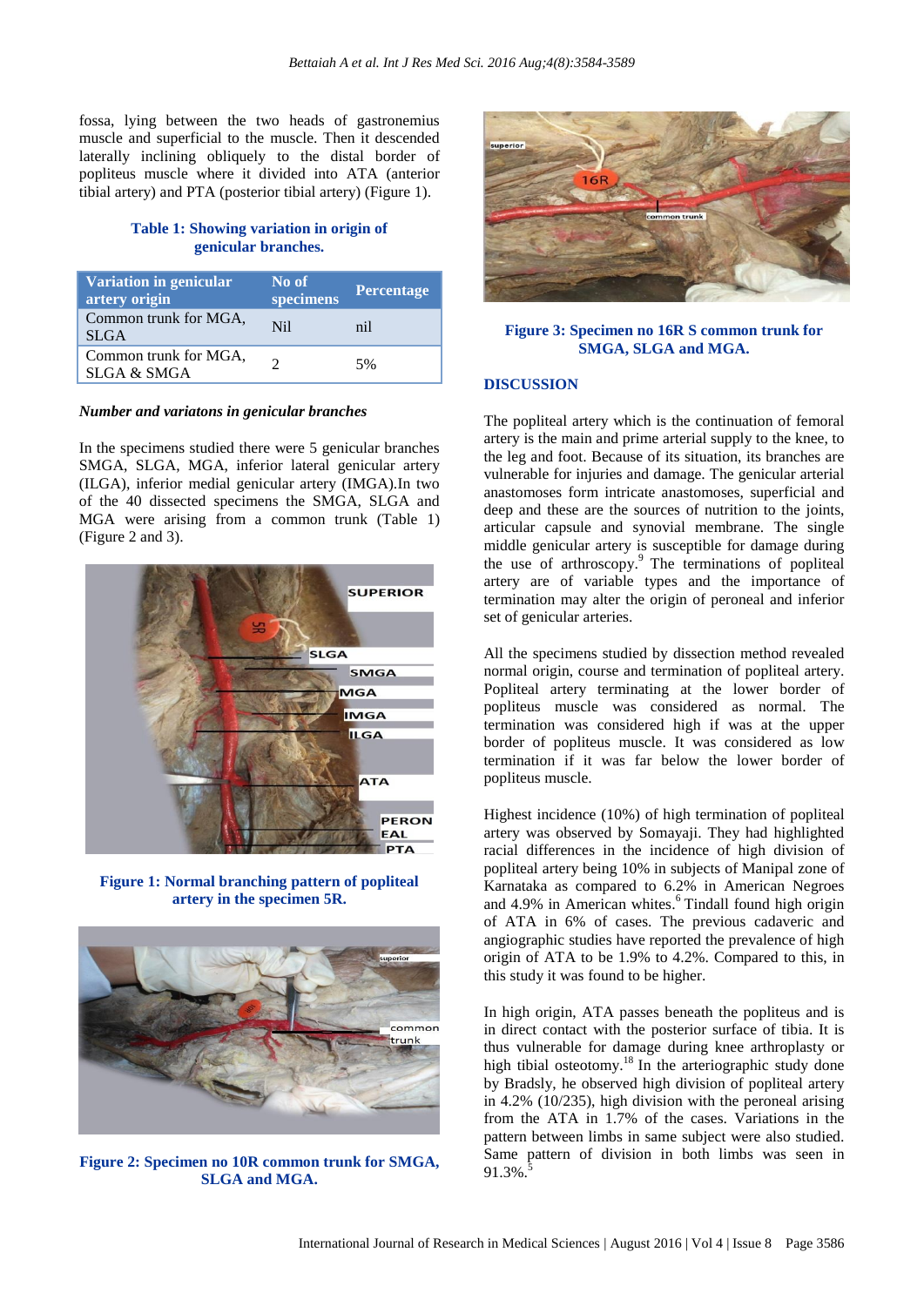fossa, lying between the two heads of gastronemius muscle and superficial to the muscle. Then it descended laterally inclining obliquely to the distal border of popliteus muscle where it divided into ATA (anterior tibial artery) and PTA (posterior tibial artery) (Figure 1).

**Table 1: Showing variation in origin of genicular branches.**

| Variation in genicular artery origin | No of specimens | Percentage |
|---|---|---|
| Common trunk for MGA, SLGA | Nil | nil |
| Common trunk for MGA, SLGA & SMGA | 2 | 5% |

***Number and variatons in genicular branches***

In the specimens studied there were 5 genicular branches SMGA, SLGA, MGA, inferior lateral genicular artery (ILGA), inferior medial genicular artery (IMGA).In two of the 40 dissected specimens the SMGA, SLGA and MGA were arising from a common trunk (Table 1) (Figure 2 and 3).

**Figure 1: Normal branching pattern of popliteal artery in the specimen 5R.**

**Figure 2: Specimen no 10R common trunk for SMGA, SLGA and MGA.**

**Figure 3: Specimen no 16R S common trunk for SMGA, SLGA and MGA.**

## DISCUSSION

The popliteal artery which is the continuation of femoral artery is the main and prime arterial supply to the knee, to the leg and foot. Because of its situation, its branches are vulnerable for injuries and damage. The genicular arterial anastomoses form intricate anastomoses, superficial and deep and these are the sources of nutrition to the joints, articular capsule and synovial membrane. The single middle genicular artery is susceptible for damage during the use of arthroscopy.[9] The terminations of popliteal artery are of variable types and the importance of termination may alter the origin of peroneal and inferior set of genicular arteries.

All the specimens studied by dissection method revealed normal origin, course and termination of popliteal artery. Popliteal artery terminating at the lower border of popliteus muscle was considered as normal. The termination was considered high if was at the upper border of popliteus muscle. It was considered as low termination if it was far below the lower border of popliteus muscle.

Highest incidence (10%) of high termination of popliteal artery was observed by Somayaji. They had highlighted racial differences in the incidence of high division of popliteal artery being 10% in subjects of Manipal zone of Karnataka as compared to 6.2% in American Negroes and 4.9% in American whites.[6] Tindall found high origin of ATA in 6% of cases. The previous cadaveric and angiographic studies have reported the prevalence of high origin of ATA to be 1.9% to 4.2%. Compared to this, in this study it was found to be higher.

In high origin, ATA passes beneath the popliteus and is in direct contact with the posterior surface of tibia. It is thus vulnerable for damage during knee arthroplasty or high tibial osteotomy.[18] In the arteriographic study done by Bradsly, he observed high division of popliteal artery in 4.2% (10/235), high division with the peroneal arising from the ATA in 1.7% of the cases. Variations in the pattern between limbs in same subject were also studied. Same pattern of division in both limbs was seen in 91.3%.[5]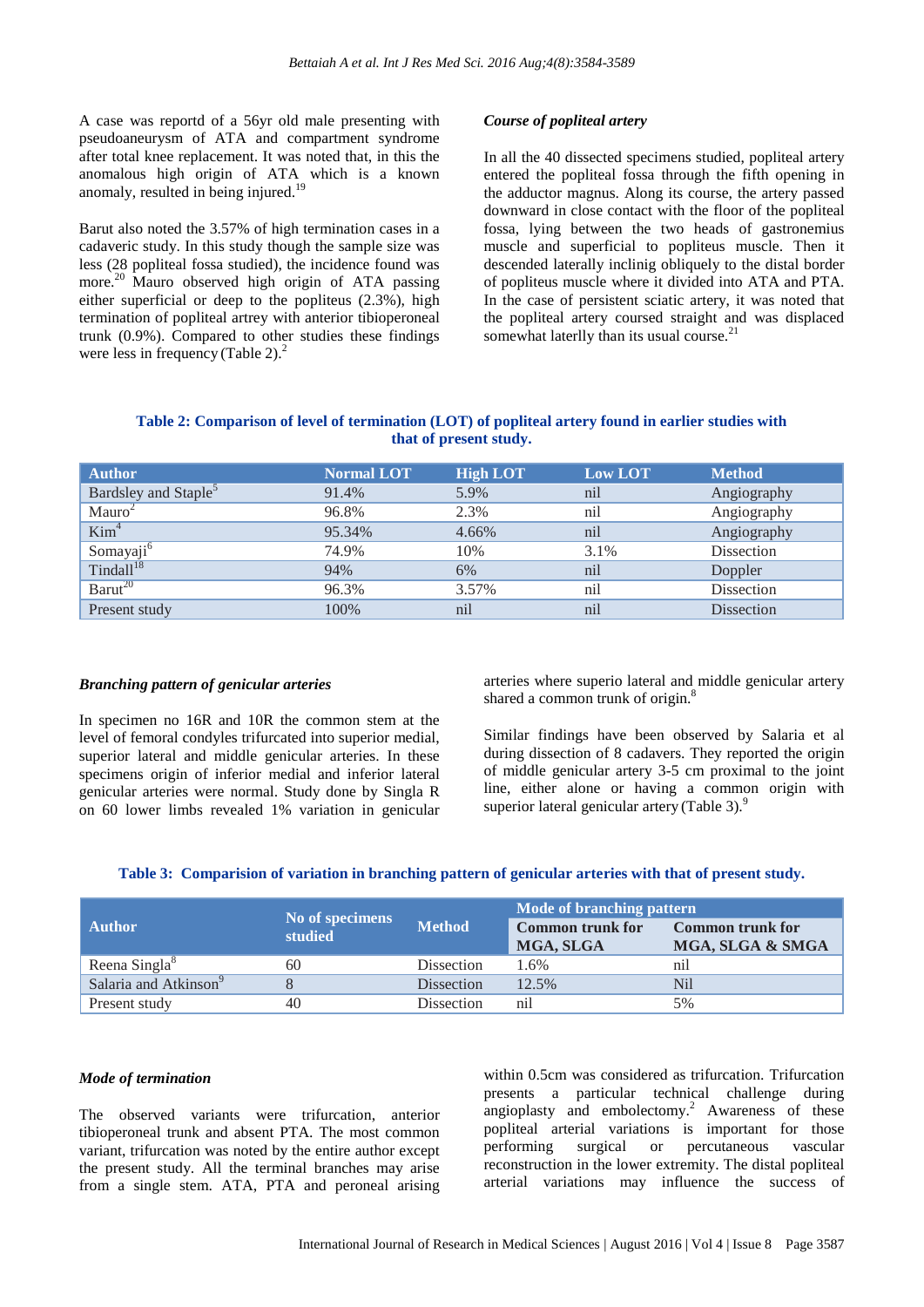A case was reportd of a 56yr old male presenting with pseudoaneurysm of ATA and compartment syndrome after total knee replacement. It was noted that, in this the anomalous high origin of ATA which is a known anomaly, resulted in being injured.[19]

Barut also noted the 3.57% of high termination cases in a cadaveric study. In this study though the sample size was less (28 popliteal fossa studied), the incidence found was more.[20] Mauro observed high origin of ATA passing either superficial or deep to the popliteus (2.3%), high termination of popliteal artrey with anterior tibioperoneal trunk (0.9%). Compared to other studies these findings were less in frequency (Table 2).[2]

***Course of popliteal artery***

In all the 40 dissected specimens studied, popliteal artery entered the popliteal fossa through the fifth opening in the adductor magnus. Along its course, the artery passed downward in close contact with the floor of the popliteal fossa, lying between the two heads of gastronemius muscle and superficial to popliteus muscle. Then it descended laterally inclinig obliquely to the distal border of popliteus muscle where it divided into ATA and PTA. In the case of persistent sciatic artery, it was noted that the popliteal artery coursed straight and was displaced somewhat laterlly than its usual course.[21]

**Table 2: Comparison of level of termination (LOT) of popliteal artery found in earlier studies with that of present study.**

| Author | Normal LOT | High LOT | Low LOT | Method |
|---|---|---|---|---|
| Bardsley and Staple[5] | 91.4% | 5.9% | nil | Angiography |
| Mauro[2] | 96.8% | 2.3% | nil | Angiography |
| Kim[4] | 95.34% | 4.66% | nil | Angiography |
| Somayaji[6] | 74.9% | 10% | 3.1% | Dissection |
| Tindall[18] | 94% | 6% | nil | Doppler |
| Barut[20] | 96.3% | 3.57% | nil | Dissection |
| Present study | 100% | nil | nil | Dissection |

***Branching pattern of genicular arteries***

In specimen no 16R and 10R the common stem at the level of femoral condyles trifurcated into superior medial, superior lateral and middle genicular arteries. In these specimens origin of inferior medial and inferior lateral genicular arteries were normal. Study done by Singla R on 60 lower limbs revealed 1% variation in genicular arteries where superio lateral and middle genicular artery shared a common trunk of origin.[8]

Similar findings have been observed by Salaria et al during dissection of 8 cadavers. They reported the origin of middle genicular artery 3-5 cm proximal to the joint line, either alone or having a common origin with superior lateral genicular artery (Table 3).[9]

**Table 3: Comparision of variation in branching pattern of genicular arteries with that of present study.**

| Author | No of specimens studied | Method | Mode of branching pattern | |
|---|---|---|---|---|
| | | | Common trunk for MGA, SLGA | Common trunk for MGA, SLGA & SMGA |
| Reena Singla[8] | 60 | Dissection | 1.6% | nil |
| Salaria and Atkinson[9] | 8 | Dissection | 12.5% | Nil |
| Present study | 40 | Dissection | nil | 5% |

***Mode of termination***

The observed variants were trifurcation, anterior tibioperoneal trunk and absent PTA. The most common variant, trifurcation was noted by the entire author except the present study. All the terminal branches may arise from a single stem. ATA, PTA and peroneal arising within 0.5cm was considered as trifurcation. Trifurcation presents a particular technical challenge during angioplasty and embolectomy.[2] Awareness of these popliteal arterial variations is important for those performing surgical or percutaneous vascular reconstruction in the lower extremity. The distal popliteal arterial variations may influence the success of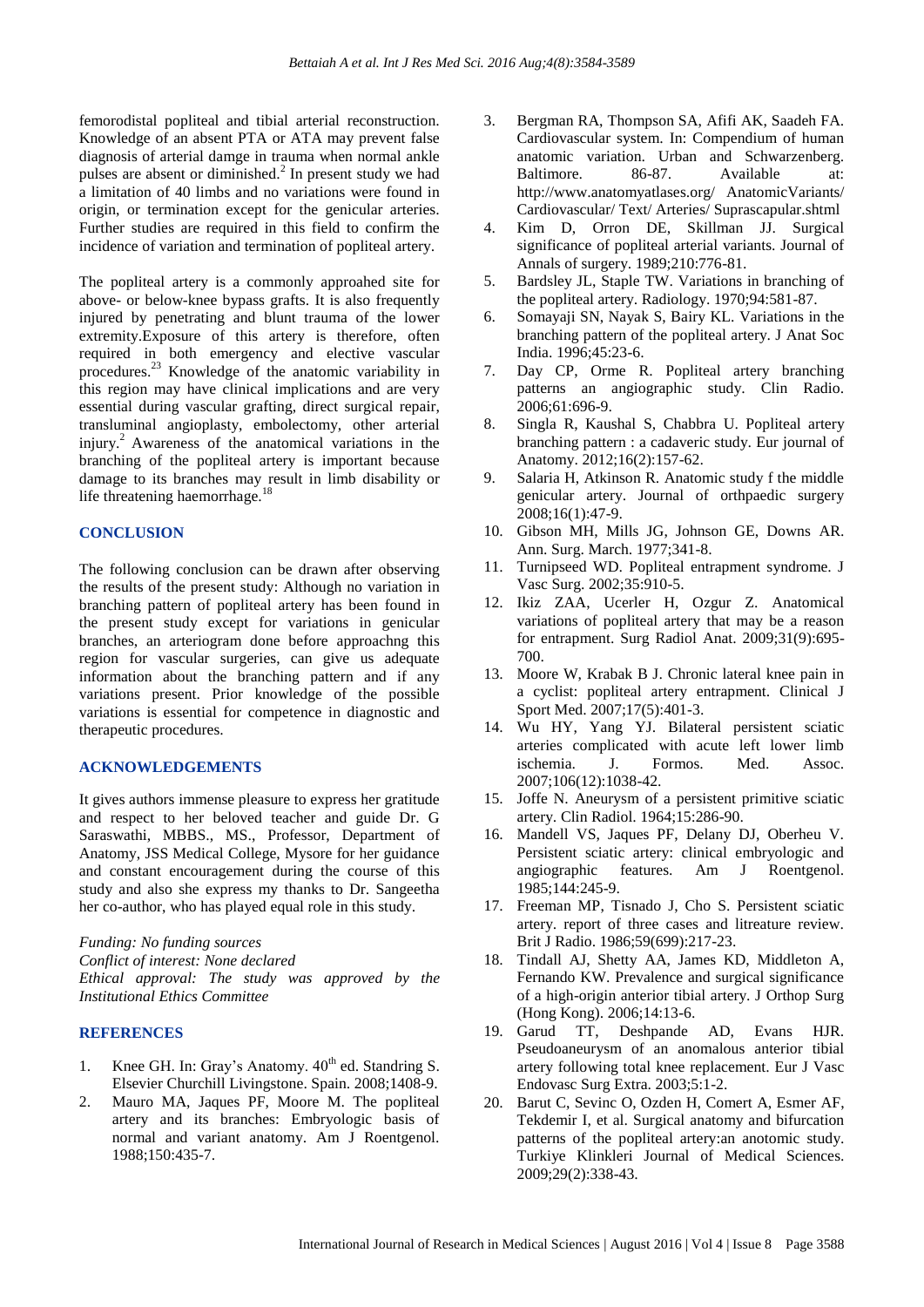femorodistal popliteal and tibial arterial reconstruction. Knowledge of an absent PTA or ATA may prevent false diagnosis of arterial damge in trauma when normal ankle pulses are absent or diminished.[2] In present study we had a limitation of 40 limbs and no variations were found in origin, or termination except for the genicular arteries. Further studies are required in this field to confirm the incidence of variation and termination of popliteal artery.

The popliteal artery is a commonly approahed site for above- or below-knee bypass grafts. It is also frequently injured by penetrating and blunt trauma of the lower extremity.Exposure of this artery is therefore, often required in both emergency and elective vascular procedures.[23] Knowledge of the anatomic variability in this region may have clinical implications and are very essential during vascular grafting, direct surgical repair, transluminal angioplasty, embolectomy, other arterial injury.[2] Awareness of the anatomical variations in the branching of the popliteal artery is important because damage to its branches may result in limb disability or life threatening haemorrhage.[18]

## CONCLUSION

The following conclusion can be drawn after observing the results of the present study: Although no variation in branching pattern of popliteal artery has been found in the present study except for variations in genicular branches, an arteriogram done before approachng this region for vascular surgeries, can give us adequate information about the branching pattern and if any variations present. Prior knowledge of the possible variations is essential for competence in diagnostic and therapeutic procedures.

## ACKNOWLEDGEMENTS

It gives authors immense pleasure to express her gratitude and respect to her beloved teacher and guide Dr. G Saraswathi, MBBS., MS., Professor, Department of Anatomy, JSS Medical College, Mysore for her guidance and constant encouragement during the course of this study and also she express my thanks to Dr. Sangeetha her co-author, who has played equal role in this study.

*Funding: No funding sources*
*Conflict of interest: None declared*
*Ethical approval: The study was approved by the Institutional Ethics Committee*

## REFERENCES

1. Knee GH. In: Gray's Anatomy. 40th ed. Standring S. Elsevier Churchill Livingstone. Spain. 2008;1408-9.
2. Mauro MA, Jaques PF, Moore M. The popliteal artery and its branches: Embryologic basis of normal and variant anatomy. Am J Roentgenol. 1988;150:435-7.
3. Bergman RA, Thompson SA, Afifi AK, Saadeh FA. Cardiovascular system. In: Compendium of human anatomic variation. Urban and Schwarzenberg. Baltimore. 86-87. Available at: http://www.anatomyatlases.org/ AnatomicVariants/ Cardiovascular/ Text/ Arteries/ Suprascapular.shtml
4. Kim D, Orron DE, Skillman JJ. Surgical significance of popliteal arterial variants. Journal of Annals of surgery. 1989;210:776-81.
5. Bardsley JL, Staple TW. Variations in branching of the popliteal artery. Radiology. 1970;94:581-87.
6. Somayaji SN, Nayak S, Bairy KL. Variations in the branching pattern of the popliteal artery. J Anat Soc India. 1996;45:23-6.
7. Day CP, Orme R. Popliteal artery branching patterns an angiographic study. Clin Radio. 2006;61:696-9.
8. Singla R, Kaushal S, Chabbra U. Popliteal artery branching pattern : a cadaveric study. Eur journal of Anatomy. 2012;16(2):157-62.
9. Salaria H, Atkinson R. Anatomic study f the middle genicular artery. Journal of orthpaedic surgery 2008;16(1):47-9.
10. Gibson MH, Mills JG, Johnson GE, Downs AR. Ann. Surg. March. 1977;341-8.
11. Turnipseed WD. Popliteal entrapment syndrome. J Vasc Surg. 2002;35:910-5.
12. Ikiz ZAA, Ucerler H, Ozgur Z. Anatomical variations of popliteal artery that may be a reason for entrapment. Surg Radiol Anat. 2009;31(9):695-700.
13. Moore W, Krabak B J. Chronic lateral knee pain in a cyclist: popliteal artery entrapment. Clinical J Sport Med. 2007;17(5):401-3.
14. Wu HY, Yang YJ. Bilateral persistent sciatic arteries complicated with acute left lower limb ischemia. J. Formos. Med. Assoc. 2007;106(12):1038-42.
15. Joffe N. Aneurysm of a persistent primitive sciatic artery. Clin Radiol. 1964;15:286-90.
16. Mandell VS, Jaques PF, Delany DJ, Oberheu V. Persistent sciatic artery: clinical embryologic and angiographic features. Am J Roentgenol. 1985;144:245-9.
17. Freeman MP, Tisnado J, Cho S. Persistent sciatic artery. report of three cases and litreature review. Brit J Radio. 1986;59(699):217-23.
18. Tindall AJ, Shetty AA, James KD, Middleton A, Fernando KW. Prevalence and surgical significance of a high-origin anterior tibial artery. J Orthop Surg (Hong Kong). 2006;14:13-6.
19. Garud TT, Deshpande AD, Evans HJR. Pseudoaneurysm of an anomalous anterior tibial artery following total knee replacement. Eur J Vasc Endovasc Surg Extra. 2003;5:1-2.
20. Barut C, Sevinc O, Ozden H, Comert A, Esmer AF, Tekdemir I, et al. Surgical anatomy and bifurcation patterns of the popliteal artery:an anotomic study. Turkiye Klinkleri Journal of Medical Sciences. 2009;29(2):338-43.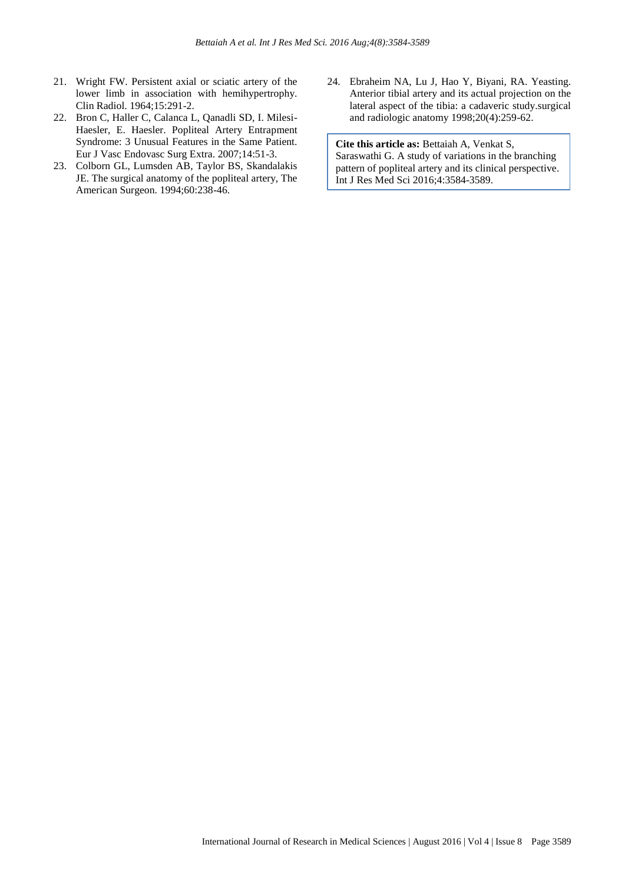21. Wright FW. Persistent axial or sciatic artery of the lower limb in association with hemihypertrophy. Clin Radiol. 1964;15:291-2.
22. Bron C, Haller C, Calanca L, Qanadli SD, I. Milesi-Haesler, E. Haesler. Popliteal Artery Entrapment Syndrome: 3 Unusual Features in the Same Patient. Eur J Vasc Endovasc Surg Extra. 2007;14:51-3.
23. Colborn GL, Lumsden AB, Taylor BS, Skandalakis JE. The surgical anatomy of the popliteal artery, The American Surgeon. 1994;60:238-46.
24. Ebraheim NA, Lu J, Hao Y, Biyani, RA. Yeasting. Anterior tibial artery and its actual projection on the lateral aspect of the tibia: a cadaveric study.surgical and radiologic anatomy 1998;20(4):259-62.

**Cite this article as:** Bettaiah A, Venkat S, Saraswathi G. A study of variations in the branching pattern of popliteal artery and its clinical perspective. Int J Res Med Sci 2016;4:3584-3589.